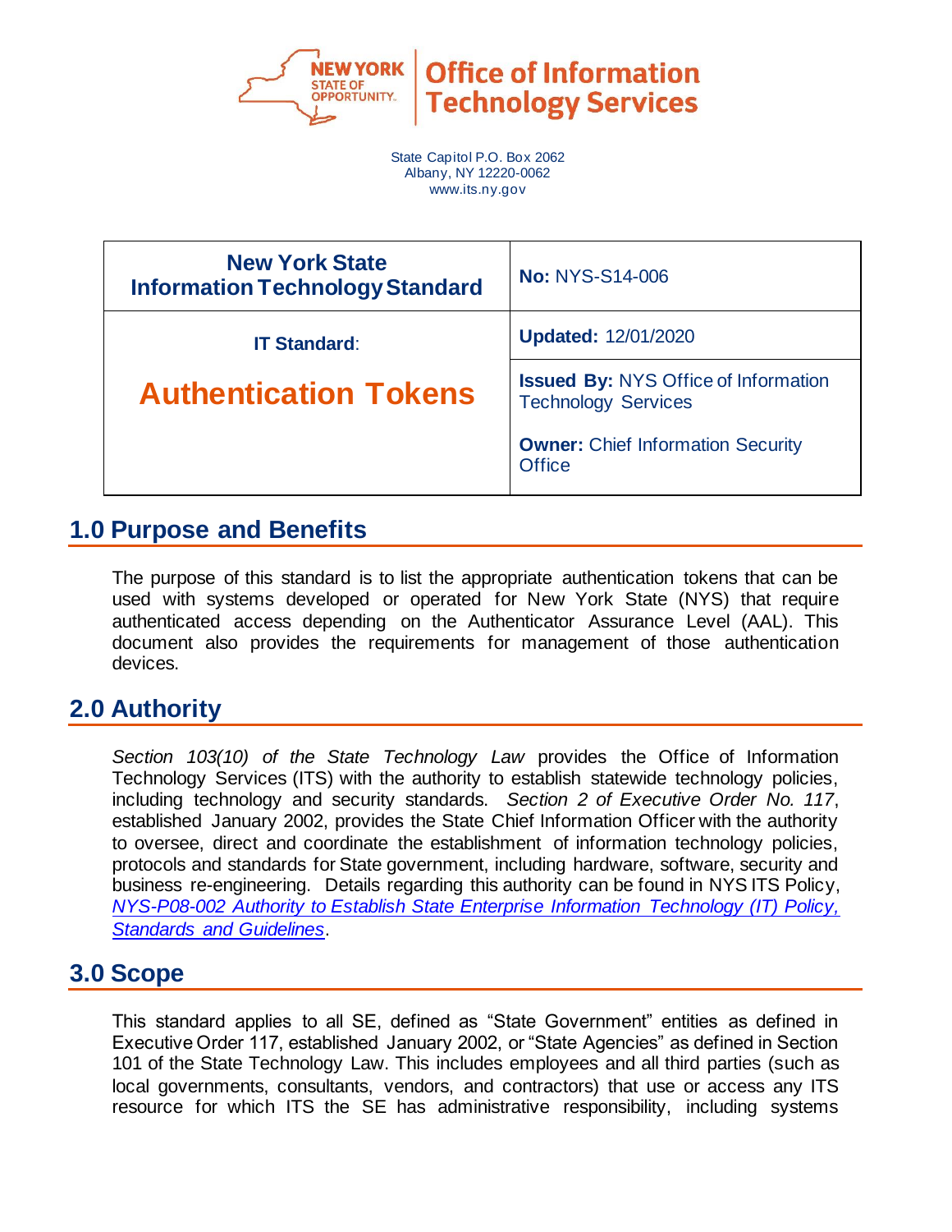**NEW YORK STATE OF OPPORTUNITY.** | **Office of Information Technology Services**

State Capitol P.O. Box 2062
Albany, NY 12220-0062
www.its.ny.gov

| **New York State Information Technology Standard** | **No:** NYS-S14-006 |
|---|---|
| **IT Standard**: **Authentication Tokens** | **Updated:** 12/01/2020 |
| | **Issued By:** NYS Office of Information Technology Services **Owner:** Chief Information Security Office |

## 1.0 Purpose and Benefits

The purpose of this standard is to list the appropriate authentication tokens that can be used with systems developed or operated for New York State (NYS) that require authenticated access depending on the Authenticator Assurance Level (AAL). This document also provides the requirements for management of those authentication devices.

## 2.0 Authority

*Section 103(10) of the State Technology Law* provides the Office of Information Technology Services (ITS) with the authority to establish statewide technology policies, including technology and security standards. *Section 2 of Executive Order No. 117*, established January 2002, provides the State Chief Information Officer with the authority to oversee, direct and coordinate the establishment of information technology policies, protocols and standards for State government, including hardware, software, security and business re-engineering. Details regarding this authority can be found in NYS ITS Policy, *NYS-P08-002 Authority to Establish State Enterprise Information Technology (IT) Policy, Standards and Guidelines*.

## 3.0 Scope

This standard applies to all SE, defined as "State Government" entities as defined in Executive Order 117, established January 2002, or "State Agencies" as defined in Section 101 of the State Technology Law. This includes employees and all third parties (such as local governments, consultants, vendors, and contractors) that use or access any ITS resource for which ITS the SE has administrative responsibility, including systems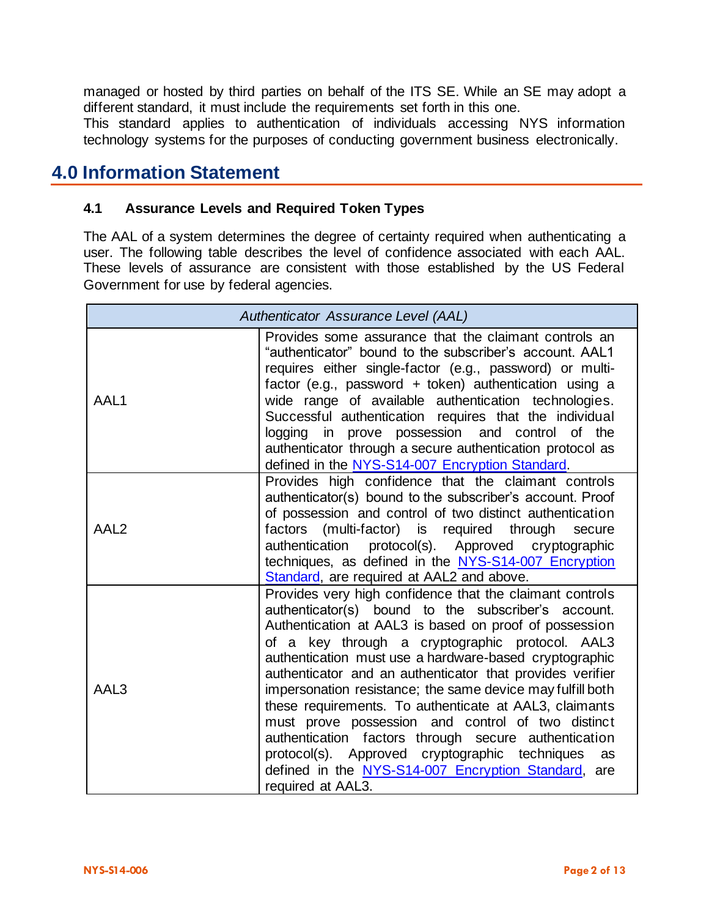managed or hosted by third parties on behalf of the ITS SE. While an SE may adopt a different standard, it must include the requirements set forth in this one.
This standard applies to authentication of individuals accessing NYS information technology systems for the purposes of conducting government business electronically.

# 4.0 Information Statement

### 4.1 Assurance Levels and Required Token Types

The AAL of a system determines the degree of certainty required when authenticating a user. The following table describes the level of confidence associated with each AAL. These levels of assurance are consistent with those established by the US Federal Government for use by federal agencies.

| *Authenticator Assurance Level (AAL)* | |
|---|---|
| AAL1 | Provides some assurance that the claimant controls an "authenticator" bound to the subscriber's account. AAL1 requires either single-factor (e.g., password) or multi-factor (e.g., password + token) authentication using a wide range of available authentication technologies. Successful authentication requires that the individual logging in prove possession and control of the authenticator through a secure authentication protocol as defined in the NYS-S14-007 Encryption Standard. |
| AAL2 | Provides high confidence that the claimant controls authenticator(s) bound to the subscriber's account. Proof of possession and control of two distinct authentication factors (multi-factor) is required through secure authentication protocol(s). Approved cryptographic techniques, as defined in the NYS-S14-007 Encryption Standard, are required at AAL2 and above. |
| AAL3 | Provides very high confidence that the claimant controls authenticator(s) bound to the subscriber's account. Authentication at AAL3 is based on proof of possession of a key through a cryptographic protocol. AAL3 authentication must use a hardware-based cryptographic authenticator and an authenticator that provides verifier impersonation resistance; the same device may fulfill both these requirements. To authenticate at AAL3, claimants must prove possession and control of two distinct authentication factors through secure authentication protocol(s). Approved cryptographic techniques as defined in the NYS-S14-007 Encryption Standard, are required at AAL3. |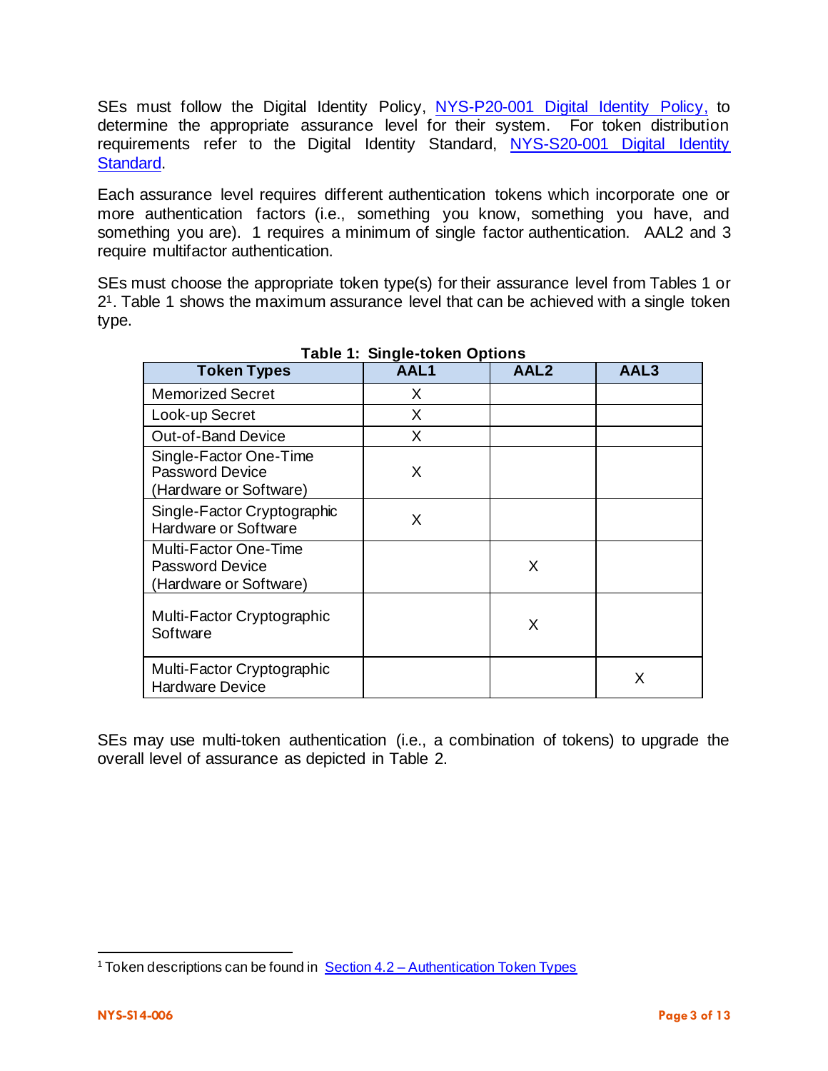SEs must follow the Digital Identity Policy, [NYS-P20-001 Digital Identity Policy,](NYS-P20-001) to determine the appropriate assurance level for their system. For token distribution requirements refer to the Digital Identity Standard, NYS-S20-001 Digital Identity Standard.

Each assurance level requires different authentication tokens which incorporate one or more authentication factors (i.e., something you know, something you have, and something you are). 1 requires a minimum of single factor authentication. AAL2 and 3 require multifactor authentication.

SEs must choose the appropriate token type(s) for their assurance level from Tables 1 or 2[1]. Table 1 shows the maximum assurance level that can be achieved with a single token type.

**Table 1: Single-token Options**

| Token Types | AAL1 | AAL2 | AAL3 |
|---|---|---|---|
| Memorized Secret | X | | |
| Look-up Secret | X | | |
| Out-of-Band Device | X | | |
| Single-Factor One-Time Password Device (Hardware or Software) | X | | |
| Single-Factor Cryptographic Hardware or Software | X | | |
| Multi-Factor One-Time Password Device (Hardware or Software) | | X | |
| Multi-Factor Cryptographic Software | | X | |
| Multi-Factor Cryptographic Hardware Device | | | X |

SEs may use multi-token authentication (i.e., a combination of tokens) to upgrade the overall level of assurance as depicted in Table 2.

[1] Token descriptions can be found in Section 4.2 – Authentication Token Types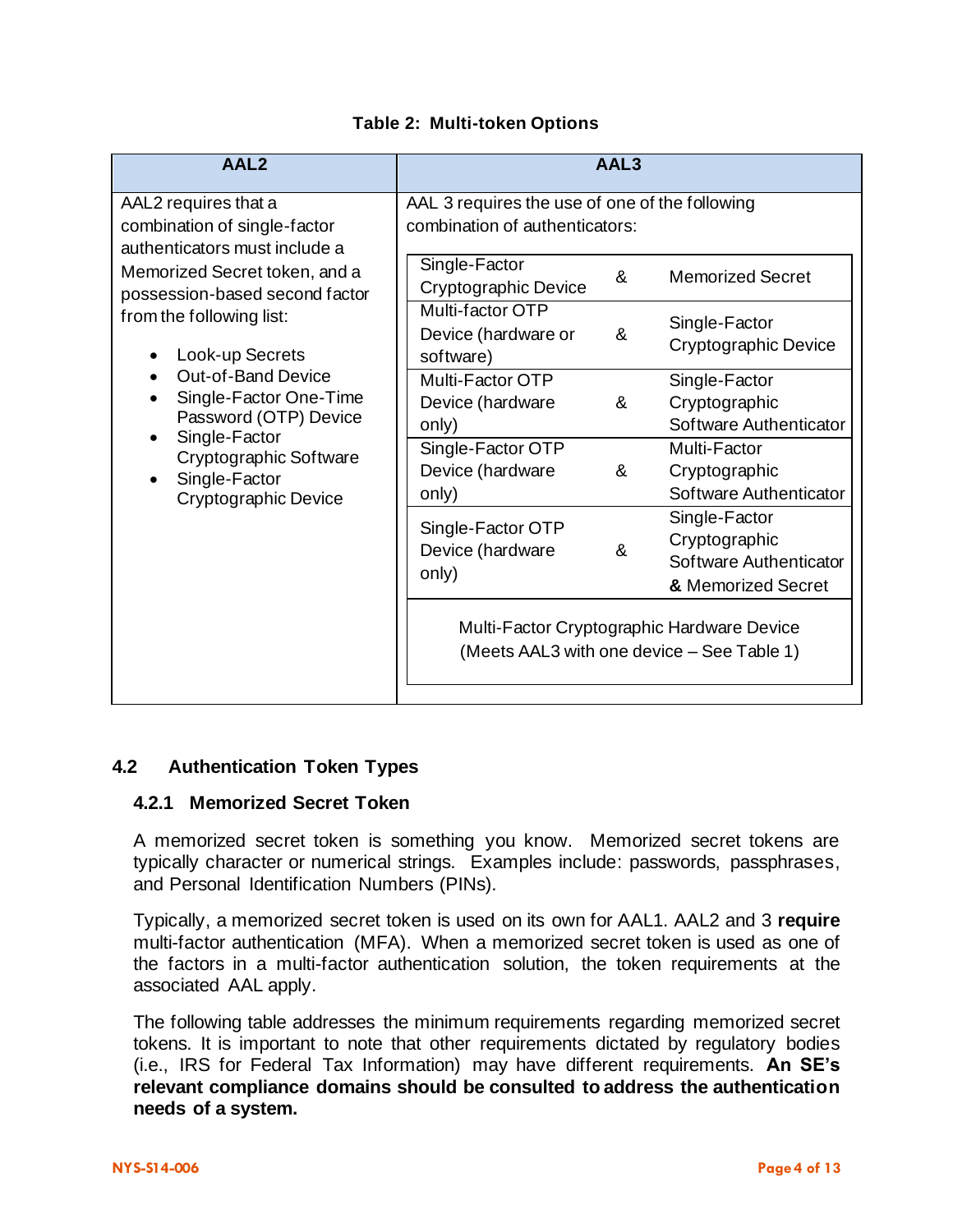**Table 2: Multi-token Options**

<table>
<tr>
<th>AAL2</th>
<th colspan="3">AAL3</th>
</tr>
<tr>
<td rowspan="7">AAL2 requires that a combination of single-factor authenticators must include a Memorized Secret token, and a possession-based second factor from the following list:<br><br>• Look-up Secrets<br>• Out-of-Band Device<br>• Single-Factor One-Time Password (OTP) Device<br>• Single-Factor Cryptographic Software<br>• Single-Factor Cryptographic Device</td>
<td colspan="3">AAL 3 requires the use of one of the following combination of authenticators:</td>
</tr>
<tr>
<td>Single-Factor Cryptographic Device</td>
<td>&amp;</td>
<td>Memorized Secret</td>
</tr>
<tr>
<td>Multi-factor OTP Device (hardware or software)</td>
<td>&amp;</td>
<td>Single-Factor Cryptographic Device</td>
</tr>
<tr>
<td>Multi-Factor OTP Device (hardware only)</td>
<td>&amp;</td>
<td>Single-Factor Cryptographic Software Authenticator</td>
</tr>
<tr>
<td>Single-Factor OTP Device (hardware only)</td>
<td>&amp;</td>
<td>Multi-Factor Cryptographic Software Authenticator</td>
</tr>
<tr>
<td>Single-Factor OTP Device (hardware only)</td>
<td>&amp;</td>
<td>Single-Factor Cryptographic Software Authenticator <b>&amp;</b> Memorized Secret</td>
</tr>
<tr>
<td colspan="3">Multi-Factor Cryptographic Hardware Device (Meets AAL3 with one device – See Table 1)</td>
</tr>
</table>

## 4.2 Authentication Token Types

### 4.2.1 Memorized Secret Token

A memorized secret token is something you know. Memorized secret tokens are typically character or numerical strings. Examples include: passwords, passphrases, and Personal Identification Numbers (PINs).

Typically, a memorized secret token is used on its own for AAL1. AAL2 and 3 **require** multi-factor authentication (MFA). When a memorized secret token is used as one of the factors in a multi-factor authentication solution, the token requirements at the associated AAL apply.

The following table addresses the minimum requirements regarding memorized secret tokens. It is important to note that other requirements dictated by regulatory bodies (i.e., IRS for Federal Tax Information) may have different requirements. **An SE's relevant compliance domains should be consulted to address the authentication needs of a system.**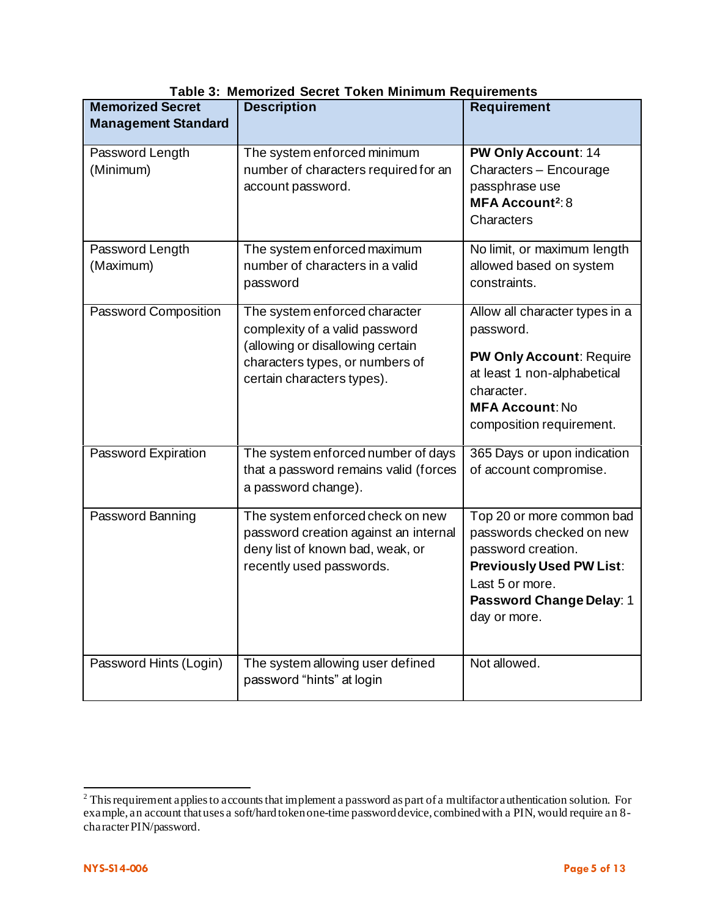**Table 3: Memorized Secret Token Minimum Requirements**

| Memorized Secret Management Standard | Description | Requirement |
|---|---|---|
| Password Length (Minimum) | The system enforced minimum number of characters required for an account password. | **PW Only Account**: 14 Characters – Encourage passphrase use **MFA Account**[2]: 8 Characters |
| Password Length (Maximum) | The system enforced maximum number of characters in a valid password | No limit, or maximum length allowed based on system constraints. |
| Password Composition | The system enforced character complexity of a valid password (allowing or disallowing certain characters types, or numbers of certain characters types). | Allow all character types in a password. **PW Only Account**: Require at least 1 non-alphabetical character. **MFA Account**: No composition requirement. |
| Password Expiration | The system enforced number of days that a password remains valid (forces a password change). | 365 Days or upon indication of account compromise. |
| Password Banning | The system enforced check on new password creation against an internal deny list of known bad, weak, or recently used passwords. | Top 20 or more common bad passwords checked on new password creation. **Previously Used PW List**: Last 5 or more. **Password Change Delay**: 1 day or more. |
| Password Hints (Login) | The system allowing user defined password "hints" at login | Not allowed. |

[2] This requirement applies to accounts that implement a password as part of a multifactor authentication solution. For example, an account that uses a soft/hard token one-time password device, combined with a PIN, would require an 8-character PIN/password.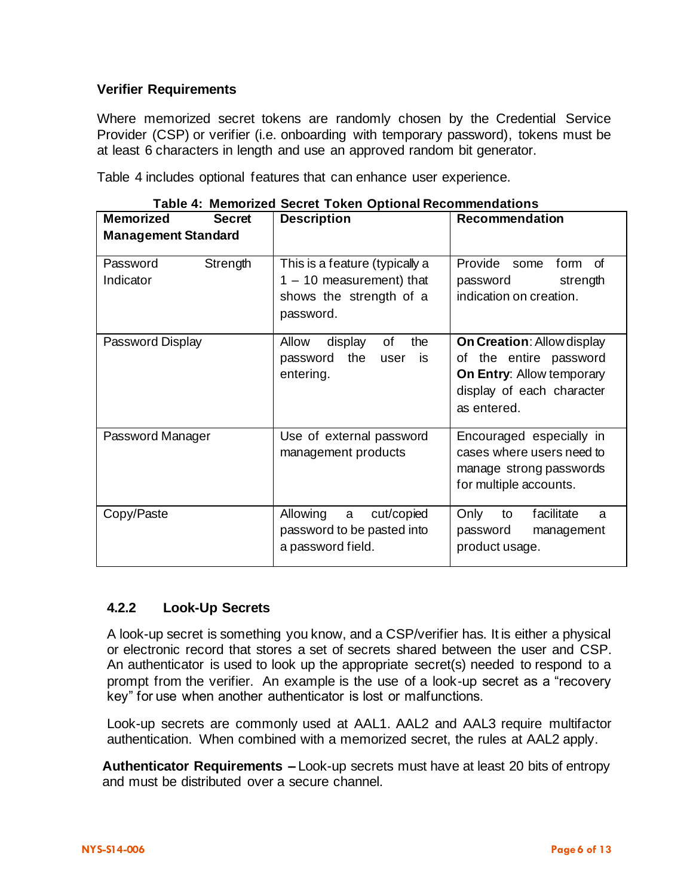**Verifier Requirements**

Where memorized secret tokens are randomly chosen by the Credential Service Provider (CSP) or verifier (i.e. onboarding with temporary password), tokens must be at least 6 characters in length and use an approved random bit generator.

Table 4 includes optional features that can enhance user experience.

**Table 4: Memorized Secret Token Optional Recommendations**

| Memorized Secret Management Standard | Description | Recommendation |
|---|---|---|
| Password Strength Indicator | This is a feature (typically a 1 – 10 measurement) that shows the strength of a password. | Provide some form of password strength indication on creation. |
| Password Display | Allow display of the password the user is entering. | **On Creation**: Allow display of the entire password **On Entry**: Allow temporary display of each character as entered. |
| Password Manager | Use of external password management products | Encouraged especially in cases where users need to manage strong passwords for multiple accounts. |
| Copy/Paste | Allowing a cut/copied password to be pasted into a password field. | Only to facilitate a password management product usage. |

### 4.2.2 Look-Up Secrets

A look-up secret is something you know, and a CSP/verifier has. It is either a physical or electronic record that stores a set of secrets shared between the user and CSP. An authenticator is used to look up the appropriate secret(s) needed to respond to a prompt from the verifier. An example is the use of a look-up secret as a "recovery key" for use when another authenticator is lost or malfunctions.

Look-up secrets are commonly used at AAL1. AAL2 and AAL3 require multifactor authentication. When combined with a memorized secret, the rules at AAL2 apply.

**Authenticator Requirements –** Look-up secrets must have at least 20 bits of entropy and must be distributed over a secure channel.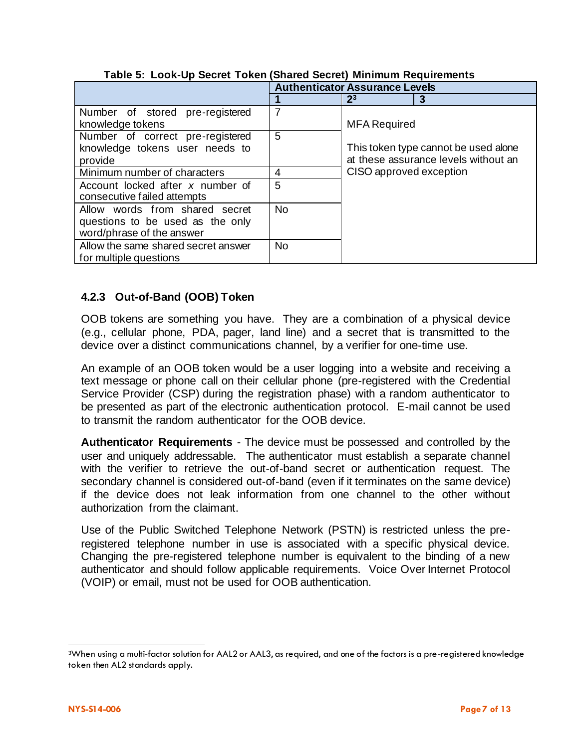**Table 5: Look-Up Secret Token (Shared Secret) Minimum Requirements**

| | Authenticator Assurance Levels | | |
|---|---|---|---|
| | **1** | **2**[3] | **3** |
| Number of stored pre-registered knowledge tokens | 7 | MFA Required<br><br>This token type cannot be used alone at these assurance levels without an CISO approved exception | |
| Number of correct pre-registered knowledge tokens user needs to provide | 5 | | |
| Minimum number of characters | 4 | | |
| Account locked after *x* number of consecutive failed attempts | 5 | | |
| Allow words from shared secret questions to be used as the only word/phrase of the answer | No | | |
| Allow the same shared secret answer for multiple questions | No | | |

### 4.2.3 Out-of-Band (OOB) Token

OOB tokens are something you have. They are a combination of a physical device (e.g., cellular phone, PDA, pager, land line) and a secret that is transmitted to the device over a distinct communications channel, by a verifier for one-time use.

An example of an OOB token would be a user logging into a website and receiving a text message or phone call on their cellular phone (pre-registered with the Credential Service Provider (CSP) during the registration phase) with a random authenticator to be presented as part of the electronic authentication protocol. E-mail cannot be used to transmit the random authenticator for the OOB device.

**Authenticator Requirements** - The device must be possessed and controlled by the user and uniquely addressable. The authenticator must establish a separate channel with the verifier to retrieve the out-of-band secret or authentication request. The secondary channel is considered out-of-band (even if it terminates on the same device) if the device does not leak information from one channel to the other without authorization from the claimant.

Use of the Public Switched Telephone Network (PSTN) is restricted unless the pre-registered telephone number in use is associated with a specific physical device. Changing the pre-registered telephone number is equivalent to the binding of a new authenticator and should follow applicable requirements. Voice Over Internet Protocol (VOIP) or email, must not be used for OOB authentication.

---

[3] When using a multi-factor solution for AAL2 or AAL3, as required, and one of the factors is a pre-registered knowledge token then AL2 standards apply.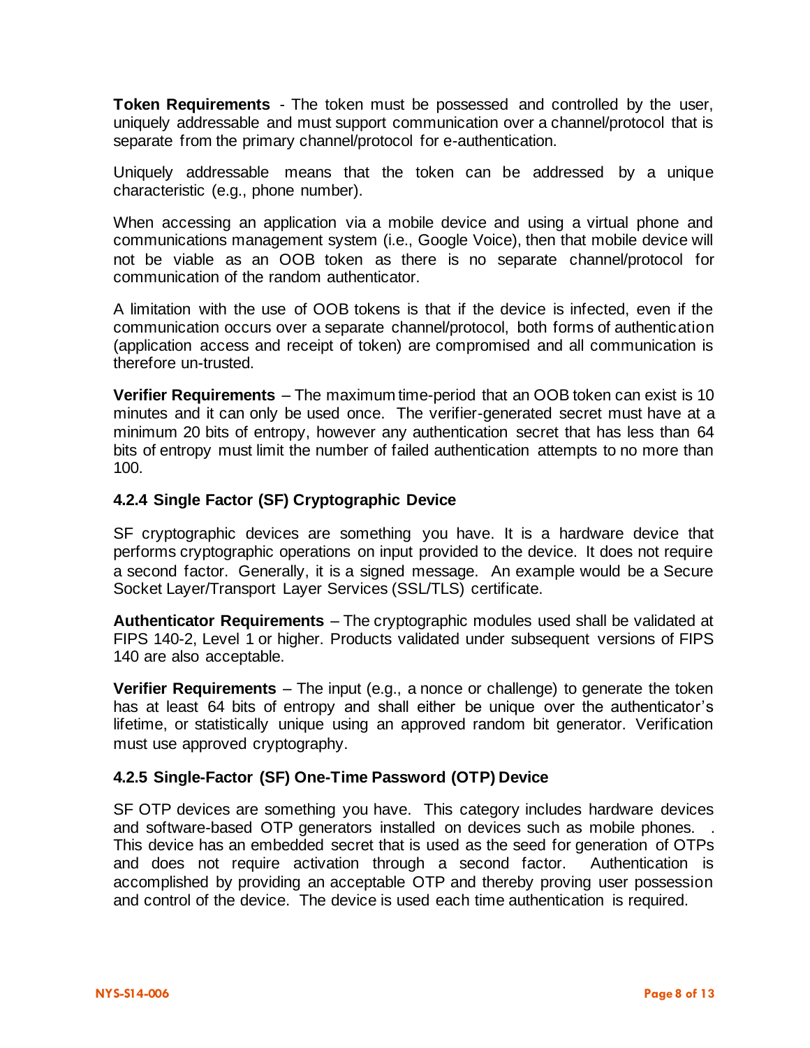**Token Requirements** - The token must be possessed and controlled by the user, uniquely addressable and must support communication over a channel/protocol that is separate from the primary channel/protocol for e-authentication.

Uniquely addressable means that the token can be addressed by a unique characteristic (e.g., phone number).

When accessing an application via a mobile device and using a virtual phone and communications management system (i.e., Google Voice), then that mobile device will not be viable as an OOB token as there is no separate channel/protocol for communication of the random authenticator.

A limitation with the use of OOB tokens is that if the device is infected, even if the communication occurs over a separate channel/protocol, both forms of authentication (application access and receipt of token) are compromised and all communication is therefore un-trusted.

**Verifier Requirements** – The maximum time-period that an OOB token can exist is 10 minutes and it can only be used once. The verifier-generated secret must have at a minimum 20 bits of entropy, however any authentication secret that has less than 64 bits of entropy must limit the number of failed authentication attempts to no more than 100.

### 4.2.4 Single Factor (SF) Cryptographic Device

SF cryptographic devices are something you have. It is a hardware device that performs cryptographic operations on input provided to the device. It does not require a second factor. Generally, it is a signed message. An example would be a Secure Socket Layer/Transport Layer Services (SSL/TLS) certificate.

**Authenticator Requirements** – The cryptographic modules used shall be validated at FIPS 140-2, Level 1 or higher. Products validated under subsequent versions of FIPS 140 are also acceptable.

**Verifier Requirements** – The input (e.g., a nonce or challenge) to generate the token has at least 64 bits of entropy and shall either be unique over the authenticator's lifetime, or statistically unique using an approved random bit generator. Verification must use approved cryptography.

### 4.2.5 Single-Factor (SF) One-Time Password (OTP) Device

SF OTP devices are something you have. This category includes hardware devices and software-based OTP generators installed on devices such as mobile phones. . This device has an embedded secret that is used as the seed for generation of OTPs and does not require activation through a second factor. Authentication is accomplished by providing an acceptable OTP and thereby proving user possession and control of the device. The device is used each time authentication is required.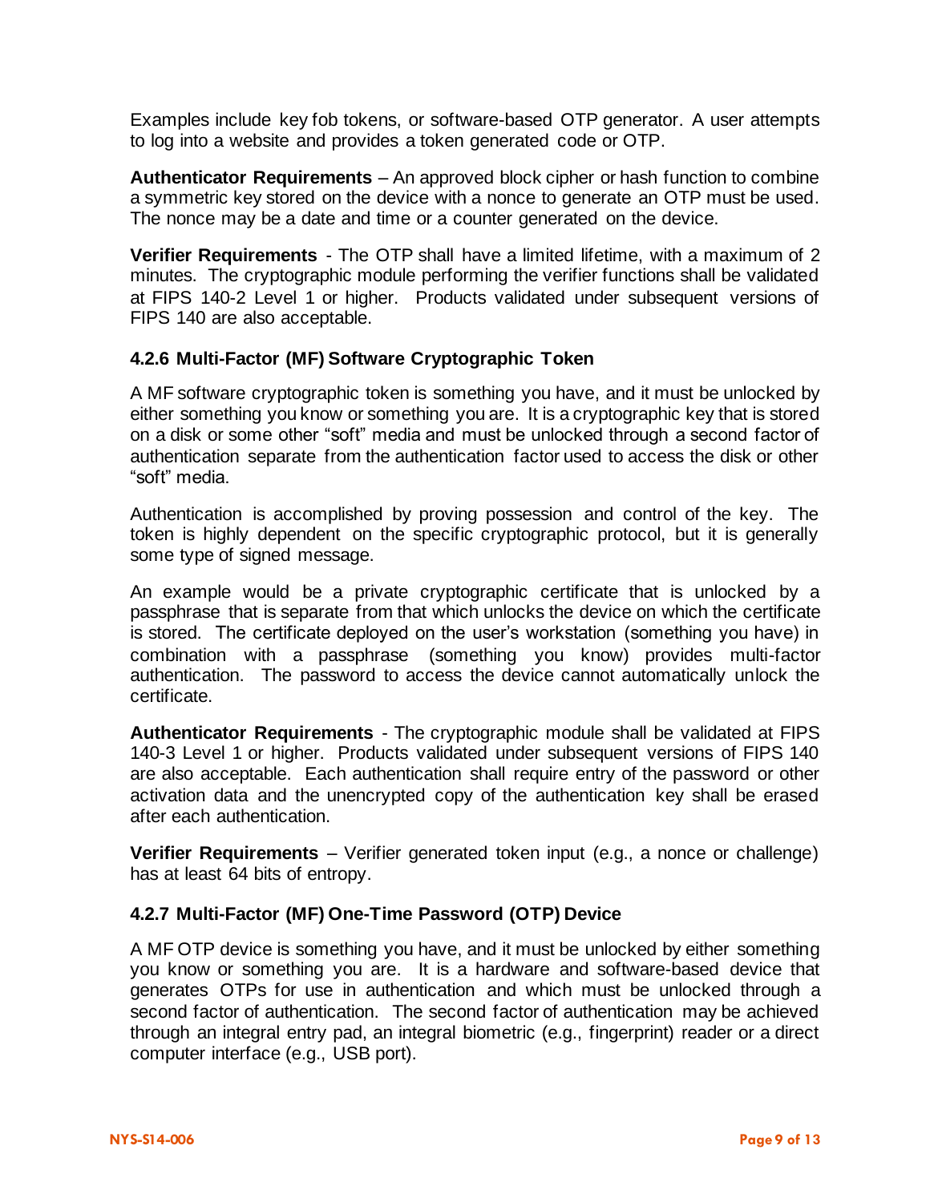Examples include key fob tokens, or software-based OTP generator. A user attempts to log into a website and provides a token generated code or OTP.

**Authenticator Requirements** – An approved block cipher or hash function to combine a symmetric key stored on the device with a nonce to generate an OTP must be used. The nonce may be a date and time or a counter generated on the device.

**Verifier Requirements** - The OTP shall have a limited lifetime, with a maximum of 2 minutes. The cryptographic module performing the verifier functions shall be validated at FIPS 140-2 Level 1 or higher. Products validated under subsequent versions of FIPS 140 are also acceptable.

### 4.2.6 Multi-Factor (MF) Software Cryptographic Token

A MF software cryptographic token is something you have, and it must be unlocked by either something you know or something you are. It is a cryptographic key that is stored on a disk or some other "soft" media and must be unlocked through a second factor of authentication separate from the authentication factor used to access the disk or other "soft" media.

Authentication is accomplished by proving possession and control of the key. The token is highly dependent on the specific cryptographic protocol, but it is generally some type of signed message.

An example would be a private cryptographic certificate that is unlocked by a passphrase that is separate from that which unlocks the device on which the certificate is stored. The certificate deployed on the user's workstation (something you have) in combination with a passphrase (something you know) provides multi-factor authentication. The password to access the device cannot automatically unlock the certificate.

**Authenticator Requirements** - The cryptographic module shall be validated at FIPS 140-3 Level 1 or higher. Products validated under subsequent versions of FIPS 140 are also acceptable. Each authentication shall require entry of the password or other activation data and the unencrypted copy of the authentication key shall be erased after each authentication.

**Verifier Requirements** – Verifier generated token input (e.g., a nonce or challenge) has at least 64 bits of entropy.

### 4.2.7 Multi-Factor (MF) One-Time Password (OTP) Device

A MF OTP device is something you have, and it must be unlocked by either something you know or something you are. It is a hardware and software-based device that generates OTPs for use in authentication and which must be unlocked through a second factor of authentication. The second factor of authentication may be achieved through an integral entry pad, an integral biometric (e.g., fingerprint) reader or a direct computer interface (e.g., USB port).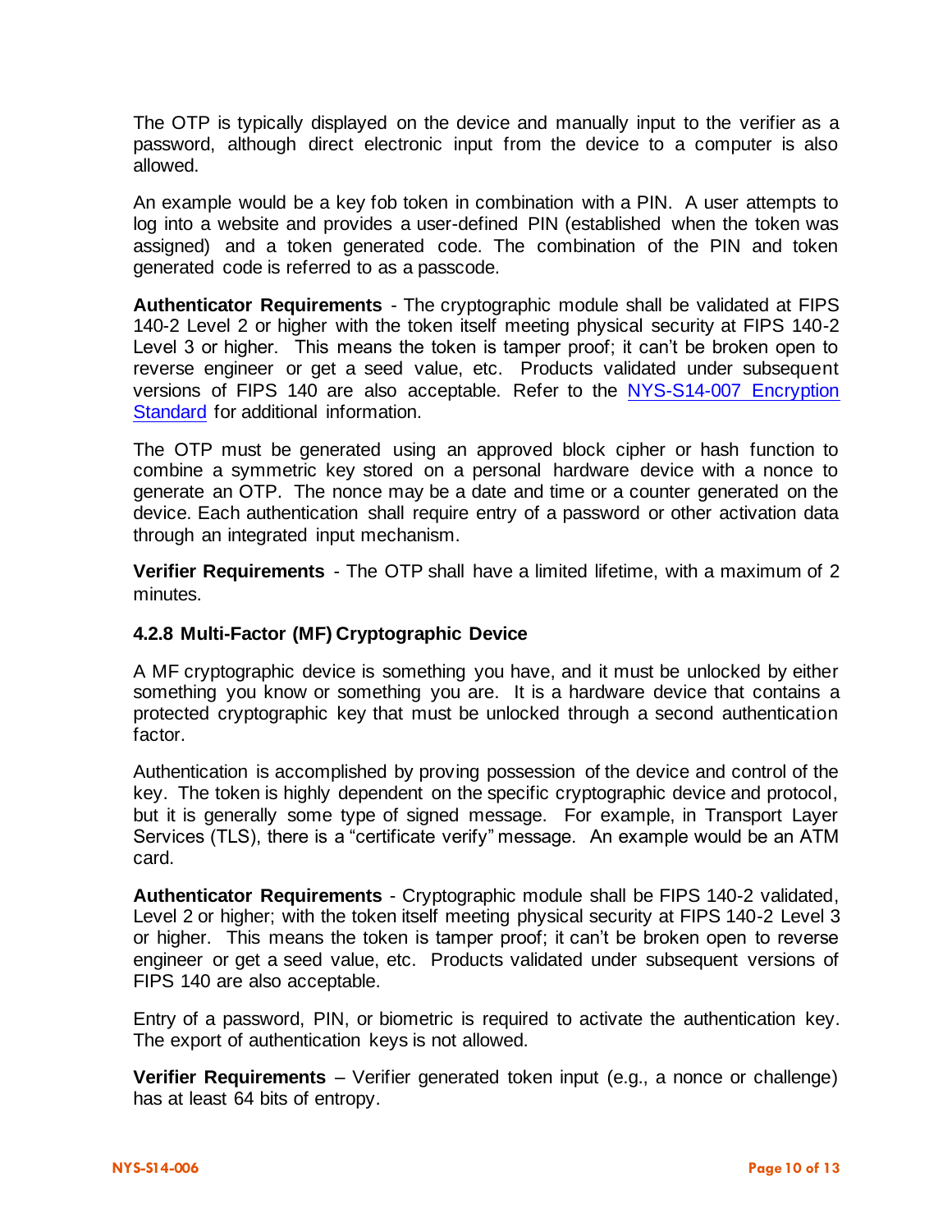The OTP is typically displayed on the device and manually input to the verifier as a password, although direct electronic input from the device to a computer is also allowed.

An example would be a key fob token in combination with a PIN. A user attempts to log into a website and provides a user-defined PIN (established when the token was assigned) and a token generated code. The combination of the PIN and token generated code is referred to as a passcode.

**Authenticator Requirements** - The cryptographic module shall be validated at FIPS 140-2 Level 2 or higher with the token itself meeting physical security at FIPS 140-2 Level 3 or higher. This means the token is tamper proof; it can't be broken open to reverse engineer or get a seed value, etc. Products validated under subsequent versions of FIPS 140 are also acceptable. Refer to the NYS-S14-007 Encryption Standard for additional information.

The OTP must be generated using an approved block cipher or hash function to combine a symmetric key stored on a personal hardware device with a nonce to generate an OTP. The nonce may be a date and time or a counter generated on the device. Each authentication shall require entry of a password or other activation data through an integrated input mechanism.

**Verifier Requirements** - The OTP shall have a limited lifetime, with a maximum of 2 minutes.

### 4.2.8 Multi-Factor (MF) Cryptographic Device

A MF cryptographic device is something you have, and it must be unlocked by either something you know or something you are. It is a hardware device that contains a protected cryptographic key that must be unlocked through a second authentication factor.

Authentication is accomplished by proving possession of the device and control of the key. The token is highly dependent on the specific cryptographic device and protocol, but it is generally some type of signed message. For example, in Transport Layer Services (TLS), there is a "certificate verify" message. An example would be an ATM card.

**Authenticator Requirements** - Cryptographic module shall be FIPS 140-2 validated, Level 2 or higher; with the token itself meeting physical security at FIPS 140-2 Level 3 or higher. This means the token is tamper proof; it can't be broken open to reverse engineer or get a seed value, etc. Products validated under subsequent versions of FIPS 140 are also acceptable.

Entry of a password, PIN, or biometric is required to activate the authentication key. The export of authentication keys is not allowed.

**Verifier Requirements** – Verifier generated token input (e.g., a nonce or challenge) has at least 64 bits of entropy.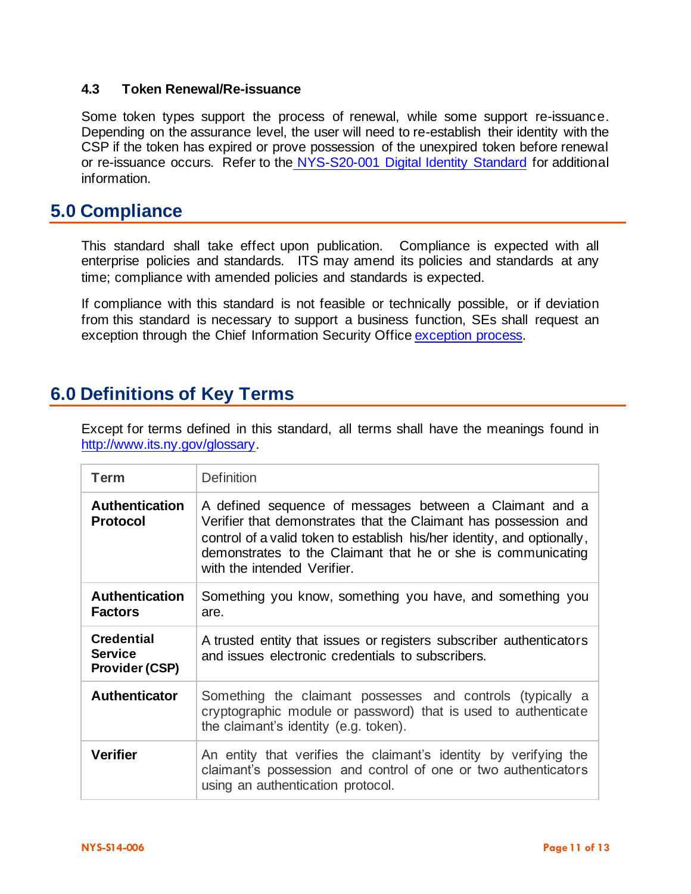### 4.3 Token Renewal/Re-issuance

Some token types support the process of renewal, while some support re-issuance. Depending on the assurance level, the user will need to re-establish their identity with the CSP if the token has expired or prove possession of the unexpired token before renewal or re-issuance occurs. Refer to the NYS-S20-001 Digital Identity Standard for additional information.

## 5.0 Compliance

This standard shall take effect upon publication. Compliance is expected with all enterprise policies and standards. ITS may amend its policies and standards at any time; compliance with amended policies and standards is expected.

If compliance with this standard is not feasible or technically possible, or if deviation from this standard is necessary to support a business function, SEs shall request an exception through the Chief Information Security Office exception process.

## 6.0 Definitions of Key Terms

Except for terms defined in this standard, all terms shall have the meanings found in http://www.its.ny.gov/glossary.

| Term | Definition |
|---|---|
| **Authentication Protocol** | A defined sequence of messages between a Claimant and a Verifier that demonstrates that the Claimant has possession and control of a valid token to establish his/her identity, and optionally, demonstrates to the Claimant that he or she is communicating with the intended Verifier. |
| **Authentication Factors** | Something you know, something you have, and something you are. |
| **Credential Service Provider (CSP)** | A trusted entity that issues or registers subscriber authenticators and issues electronic credentials to subscribers. |
| **Authenticator** | Something the claimant possesses and controls (typically a cryptographic module or password) that is used to authenticate the claimant's identity (e.g. token). |
| **Verifier** | An entity that verifies the claimant's identity by verifying the claimant's possession and control of one or two authenticators using an authentication protocol. |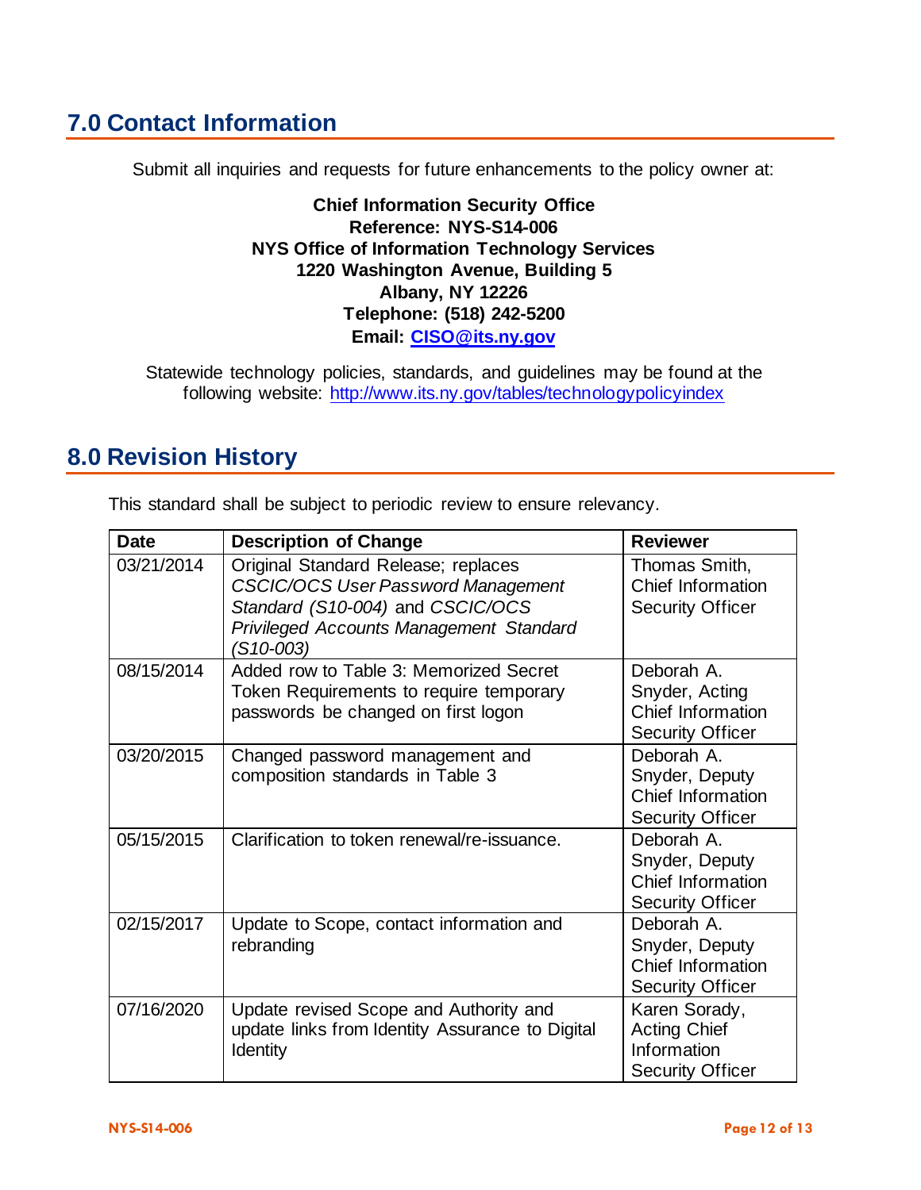## 7.0 Contact Information

Submit all inquiries and requests for future enhancements to the policy owner at:

**Chief Information Security Office**
**Reference: NYS-S14-006**
**NYS Office of Information Technology Services**
**1220 Washington Avenue, Building 5**
**Albany, NY 12226**
**Telephone: (518) 242-5200**
**Email: [CISO@its.ny.gov](mailto:CISO@its.ny.gov)**

Statewide technology policies, standards, and guidelines may be found at the following website: http://www.its.ny.gov/tables/technologypolicyindex

## 8.0 Revision History

This standard shall be subject to periodic review to ensure relevancy.

| Date | Description of Change | Reviewer |
|---|---|---|
| 03/21/2014 | Original Standard Release; replaces *CSCIC/OCS User Password Management Standard (S10-004)* and *CSCIC/OCS Privileged Accounts Management Standard (S10-003)* | Thomas Smith, Chief Information Security Officer |
| 08/15/2014 | Added row to Table 3: Memorized Secret Token Requirements to require temporary passwords be changed on first logon | Deborah A. Snyder, Acting Chief Information Security Officer |
| 03/20/2015 | Changed password management and composition standards in Table 3 | Deborah A. Snyder, Deputy Chief Information Security Officer |
| 05/15/2015 | Clarification to token renewal/re-issuance. | Deborah A. Snyder, Deputy Chief Information Security Officer |
| 02/15/2017 | Update to Scope, contact information and rebranding | Deborah A. Snyder, Deputy Chief Information Security Officer |
| 07/16/2020 | Update revised Scope and Authority and update links from Identity Assurance to Digital Identity | Karen Sorady, Acting Chief Information Security Officer |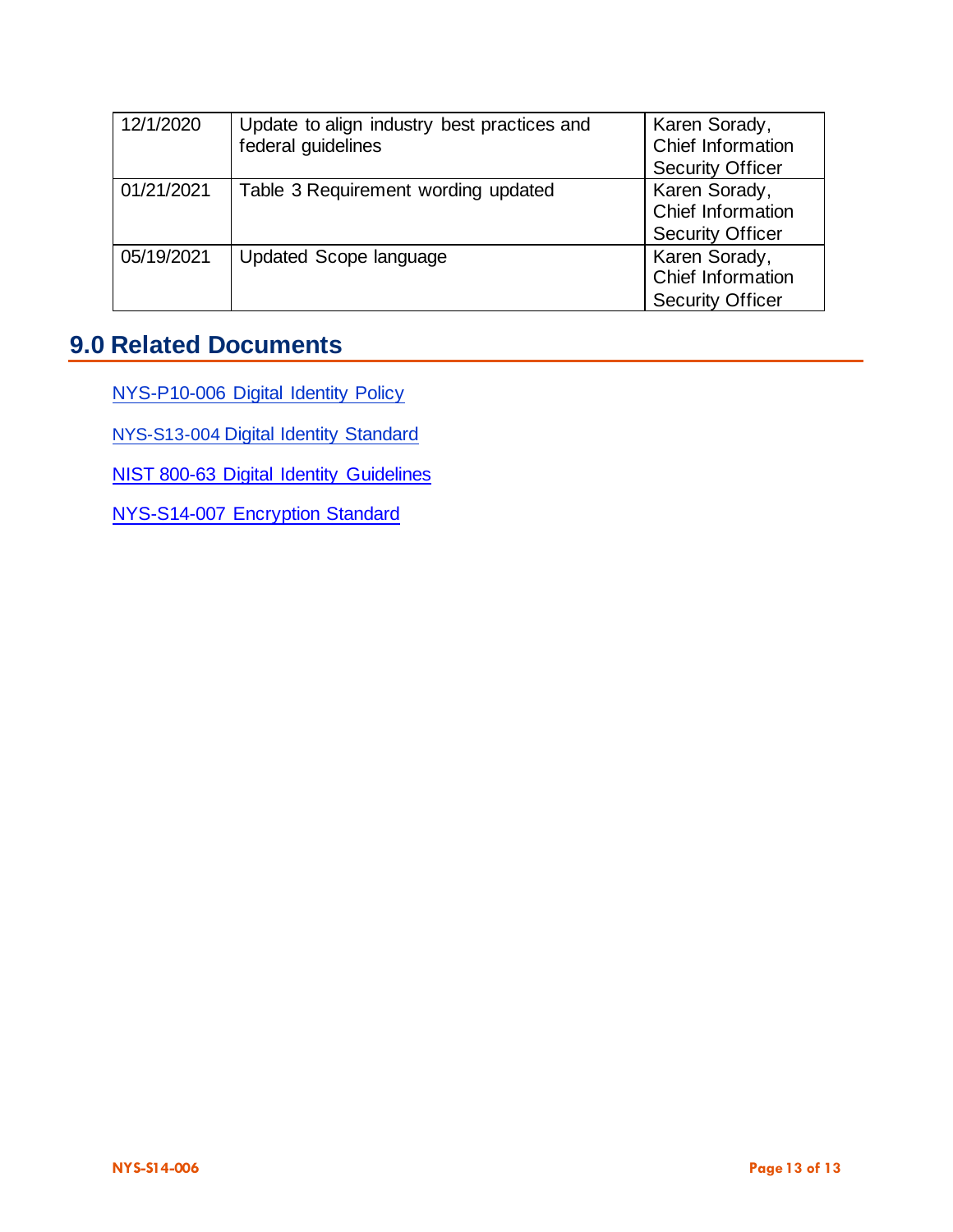| | | |
|---|---|---|
| 12/1/2020 | Update to align industry best practices and federal guidelines | Karen Sorady, Chief Information Security Officer |
| 01/21/2021 | Table 3 Requirement wording updated | Karen Sorady, Chief Information Security Officer |
| 05/19/2021 | Updated Scope language | Karen Sorady, Chief Information Security Officer |

## 9.0 Related Documents

NYS-P10-006 Digital Identity Policy

NYS-S13-004 Digital Identity Standard

NIST 800-63 Digital Identity Guidelines

NYS-S14-007 Encryption Standard